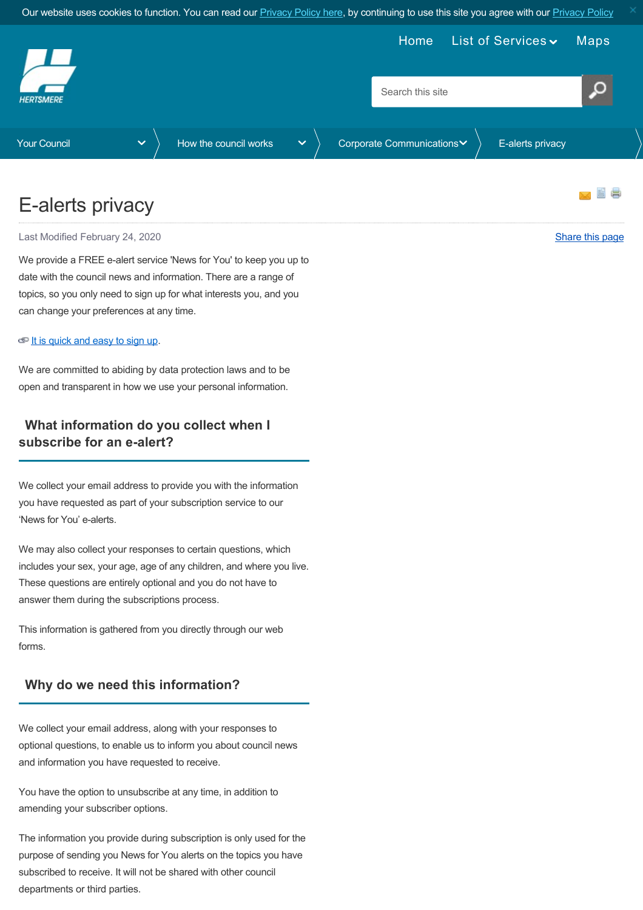# E-alerts privacy

Last Modified February 24, 2020

Share this page

We provide a FREE e-alert service 'News for You' to keep you up to date with the council news and information. There are a range of topics, so you only need to sign up for what interests you, and you can change your preferences at any time.

It is quick and easy to sign up.

We are committed to abiding by data protection laws and to be open and transparent in how we use your personal information.

## What information do you collect when I subscribe for an e-alert?

We collect your email address to provide you with the information you have requested as part of your subscription service to our 'News for You' e-alerts.

We may also collect your responses to certain questions, which includes your sex, your age, age of any children, and where you live. These questions are entirely optional and you do not have to answer them during the subscriptions process.

This information is gathered from you directly through our web forms.

## Why do we need this information?

We collect your email address, along with your responses to optional questions, to enable us to inform you about council news and information you have requested to receive.

You have the option to unsubscribe at any time, in addition to amending your subscriber options.

The information you provide during subscription is only used for the purpose of sending you News for You alerts on the topics you have subscribed to receive. It will not be shared with other council departments or third parties.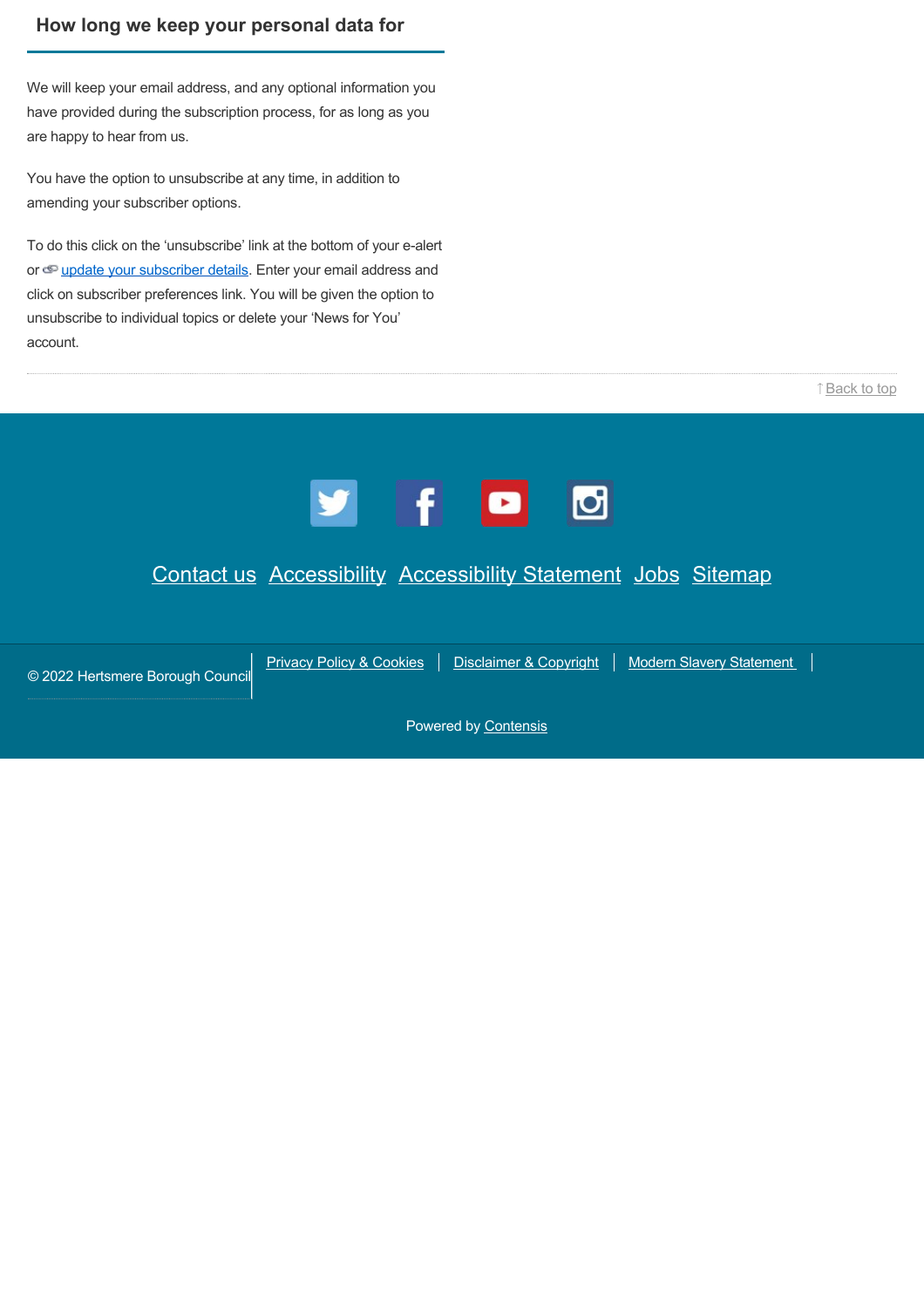## How long we keep your personal data for

We will keep your email address, and any optional information you have provided during the subscription process, for as long as you are happy to hear from us.

You have the option to unsubscribe at any time, in addition to amending your subscriber options.

To do this click on the 'unsubscribe' link at the bottom of your e-alert or update your subscriber details. Enter your email address and click on subscriber preferences link. You will be given the option to unsubscribe to individual topics or delete your 'News for You' account.

↑ Back to top

Contact us Accessibility Accessibility Statement Jobs Sitemap

© 2022 Hertsmere Borough Council

Privacy Policy & Cookies | Disclaimer & Copyright | Modern Slavery Statement

Powered by Contensis